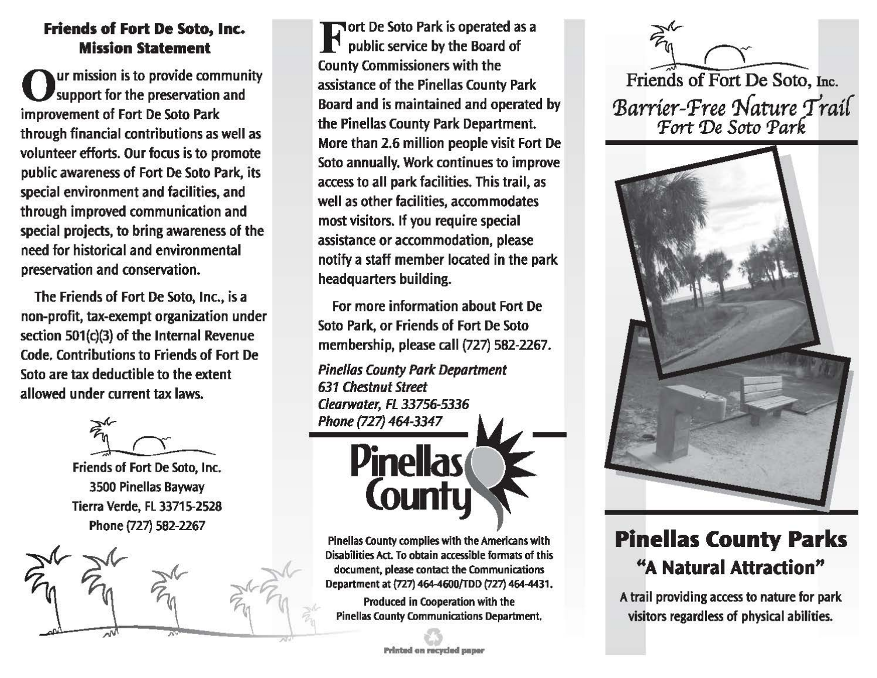## Friends of Fort De Soto, Inc. Mission Statement

Our mission is to provide community support for the preservation and improvement of Fort De Soto Park through financial contributions as well as volunteer efforts. Our focus is to promote public awareness of Fort De Soto Park, its special environment and facilities, and through improved communication and special projects, to bring awareness of the need for historical and environmental preservation and conservation.

The Friends of Fort De Soto, Inc., is a non-profit, tax-exempt organization under section 501(c)(3) of the Internal Revenue Code. Contributions to Friends of Fort De Soto are tax deductible to the extent allowed under current tax laws.

Friends of Fort De Soto, Inc.
3500 Pinellas Bayway
Tierra Verde, FL 33715-2528
Phone (727) 582-2267

Fort De Soto Park is operated as a public service by the Board of County Commissioners with the assistance of the Pinellas County Park Board and is maintained and operated by the Pinellas County Park Department. More than 2.6 million people visit Fort De Soto annually. Work continues to improve access to all park facilities. This trail, as well as other facilities, accommodates most visitors. If you require special assistance or accommodation, please notify a staff member located in the park headquarters building.

For more information about Fort De Soto Park, or Friends of Fort De Soto membership, please call (727) 582-2267.

*Pinellas County Park Department*
*631 Chestnut Street*
*Clearwater, FL 33756-5336*
*Phone (727) 464-3347*

Pinellas County

Pinellas County complies with the Americans with Disabilities Act. To obtain accessible formats of this document, please contact the Communications Department at (727) 464-4600/TDD (727) 464-4431.

Produced in Cooperation with the Pinellas County Communications Department.

Printed on recycled paper

Friends of Fort De Soto, Inc.

# *Barrier-Free Nature Trail*
## *Fort De Soto Park*

## Pinellas County Parks
### "A Natural Attraction"

A trail providing access to nature for park visitors regardless of physical abilities.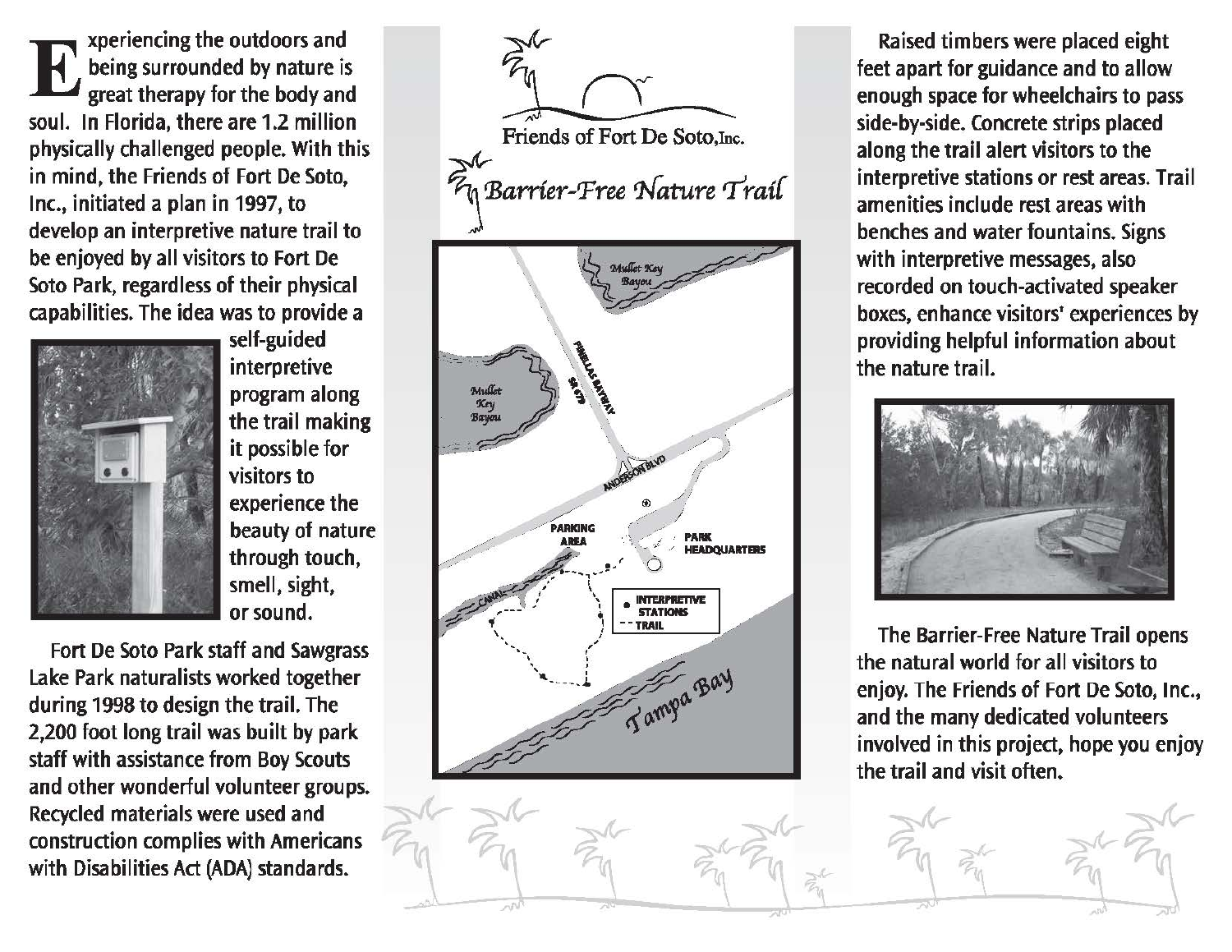Experiencing the outdoors and being surrounded by nature is great therapy for the body and soul. In Florida, there are 1.2 million physically challenged people. With this in mind, the Friends of Fort De Soto, Inc., initiated a plan in 1997, to develop an interpretive nature trail to be enjoyed by all visitors to Fort De Soto Park, regardless of their physical capabilities. The idea was to provide a self-guided interpretive program along the trail making it possible for visitors to experience the beauty of nature through touch, smell, sight, or sound.

Fort De Soto Park staff and Sawgrass Lake Park naturalists worked together during 1998 to design the trail. The 2,200 foot long trail was built by park staff with assistance from Boy Scouts and other wonderful volunteer groups. Recycled materials were used and construction complies with Americans with Disabilities Act (ADA) standards.

Friends of Fort De Soto, Inc.

# Barrier-Free Nature Trail

Mullet Key Bayou
Mullet Key Bayou
PINELLAS BAYWAY SR 679
ANDERSON BLVD
PARKING AREA
PARK HEADQUARTERS
CANAL
INTERPRETIVE STATIONS
TRAIL
Tampa Bay

Raised timbers were placed eight feet apart for guidance and to allow enough space for wheelchairs to pass side-by-side. Concrete strips placed along the trail alert visitors to the interpretive stations or rest areas. Trail amenities include rest areas with benches and water fountains. Signs with interpretive messages, also recorded on touch-activated speaker boxes, enhance visitors' experiences by providing helpful information about the nature trail.

The Barrier-Free Nature Trail opens the natural world for all visitors to enjoy. The Friends of Fort De Soto, Inc., and the many dedicated volunteers involved in this project, hope you enjoy the trail and visit often.